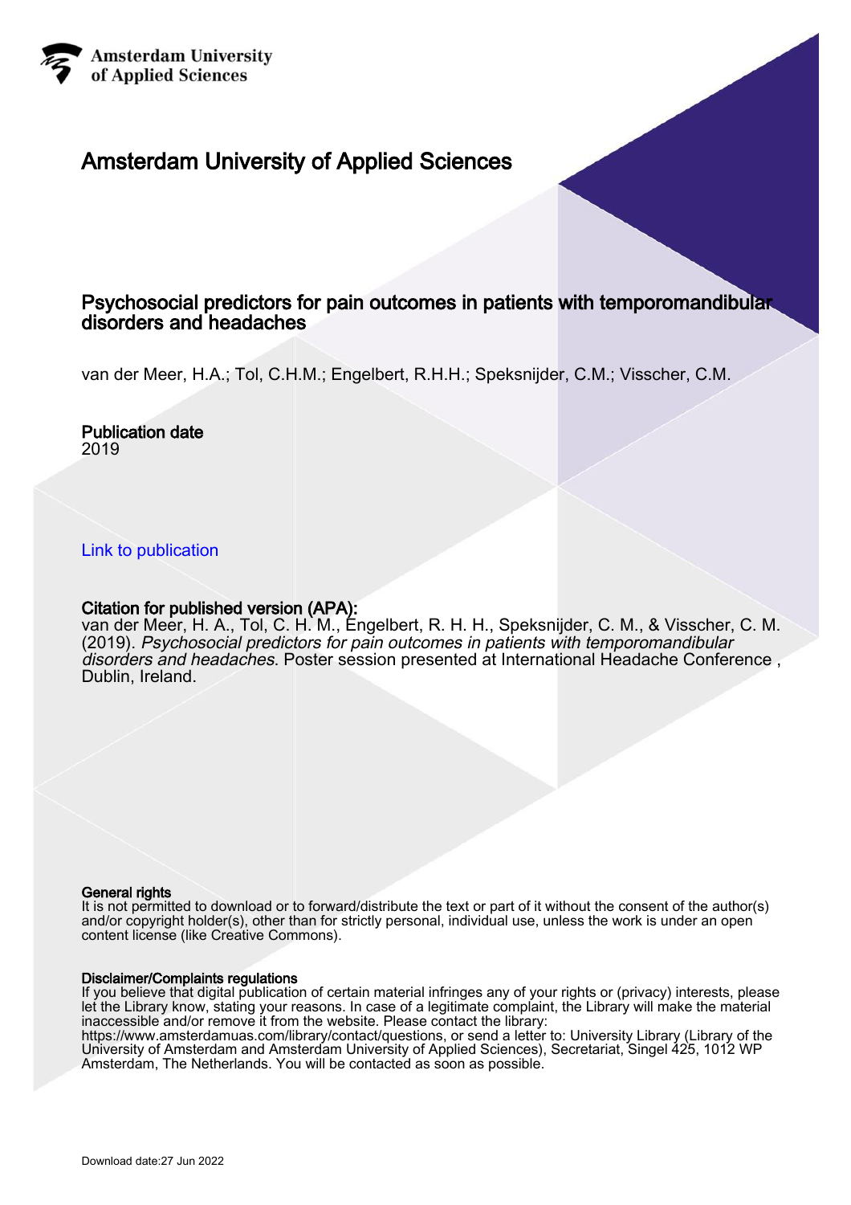Amsterdam University of Applied Sciences

# Amsterdam University of Applied Sciences

## Psychosocial predictors for pain outcomes in patients with temporomandibular disorders and headaches

van der Meer, H.A.; Tol, C.H.M.; Engelbert, R.H.H.; Speksnijder, C.M.; Visscher, C.M.

**Publication date**
2019

[Link to publication](#)

**Citation for published version (APA):**
van der Meer, H. A., Tol, C. H. M., Engelbert, R. H. H., Speksnijder, C. M., & Visscher, C. M. (2019). *Psychosocial predictors for pain outcomes in patients with temporomandibular disorders and headaches*. Poster session presented at International Headache Conference , Dublin, Ireland.

**General rights**
It is not permitted to download or to forward/distribute the text or part of it without the consent of the author(s) and/or copyright holder(s), other than for strictly personal, individual use, unless the work is under an open content license (like Creative Commons).

**Disclaimer/Complaints regulations**
If you believe that digital publication of certain material infringes any of your rights or (privacy) interests, please let the Library know, stating your reasons. In case of a legitimate complaint, the Library will make the material inaccessible and/or remove it from the website. Please contact the library: https://www.amsterdamuas.com/library/contact/questions, or send a letter to: University Library (Library of the University of Amsterdam and Amsterdam University of Applied Sciences), Secretariat, Singel 425, 1012 WP Amsterdam, The Netherlands. You will be contacted as soon as possible.

Download date:27 Jun 2022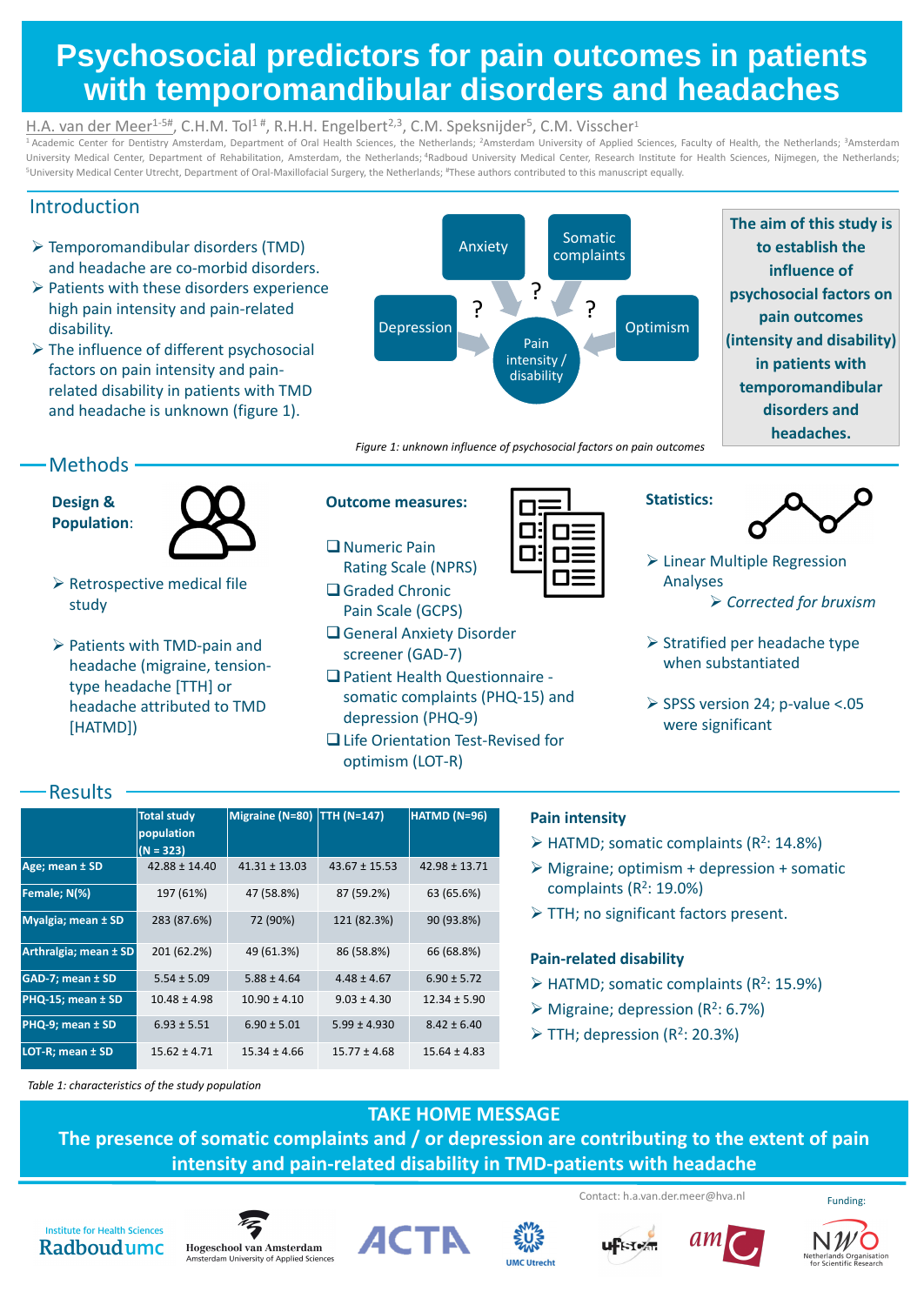# Psychosocial predictors for pain outcomes in patients with temporomandibular disorders and headaches

H.A. van der Meer[1-5#], C.H.M. Tol[1 #], R.H.H. Engelbert[2,3], C.M. Speksnijder[5], C.M. Visscher[1]

[1] Academic Center for Dentistry Amsterdam, Department of Oral Health Sciences, the Netherlands; [2]Amsterdam University of Applied Sciences, Faculty of Health, the Netherlands; [3]Amsterdam University Medical Center, Department of Rehabilitation, Amsterdam, the Netherlands; [4]Radboud University Medical Center, Research Institute for Health Sciences, Nijmegen, the Netherlands; [5]University Medical Center Utrecht, Department of Oral-Maxillofacial Surgery, the Netherlands; [#]These authors contributed to this manuscript equally.

## Introduction

- Temporomandibular disorders (TMD) and headache are co-morbid disorders.
- Patients with these disorders experience high pain intensity and pain-related disability.
- The influence of different psychosocial factors on pain intensity and pain-related disability in patients with TMD and headache is unknown (figure 1).

Anxiety
Somatic complaints
Depression
Optimism
?
?
?
Pain intensity / disability

*Figure 1: unknown influence of psychosocial factors on pain outcomes*

**The aim of this study is to establish the influence of psychosocial factors on pain outcomes (intensity and disability) in patients with temporomandibular disorders and headaches.**

## Methods

**Design & Population:**

- Retrospective medical file study
- Patients with TMD-pain and headache (migraine, tension-type headache [TTH] or headache attributed to TMD [HATMD])

**Outcome measures:**

- Numeric Pain Rating Scale (NPRS)
- Graded Chronic Pain Scale (GCPS)
- General Anxiety Disorder screener (GAD-7)
- Patient Health Questionnaire - somatic complaints (PHQ-15) and depression (PHQ-9)
- Life Orientation Test-Revised for optimism (LOT-R)

**Statistics:**

- Linear Multiple Regression Analyses
  - *Corrected for bruxism*
- Stratified per headache type when substantiated
- SPSS version 24; p-value <.05 were significant

## Results

| | Total study population (N = 323) | Migraine (N=80) | TTH (N=147) | HATMD (N=96) |
|---|---|---|---|---|
| Age; mean ± SD | 42.88 ± 14.40 | 41.31 ± 13.03 | 43.67 ± 15.53 | 42.98 ± 13.71 |
| Female; N(%) | 197 (61%) | 47 (58.8%) | 87 (59.2%) | 63 (65.6%) |
| Myalgia; mean ± SD | 283 (87.6%) | 72 (90%) | 121 (82.3%) | 90 (93.8%) |
| Arthralgia; mean ± SD | 201 (62.2%) | 49 (61.3%) | 86 (58.8%) | 66 (68.8%) |
| GAD-7; mean ± SD | 5.54 ± 5.09 | 5.88 ± 4.64 | 4.48 ± 4.67 | 6.90 ± 5.72 |
| PHQ-15; mean ± SD | 10.48 ± 4.98 | 10.90 ± 4.10 | 9.03 ± 4.30 | 12.34 ± 5.90 |
| PHQ-9; mean ± SD | 6.93 ± 5.51 | 6.90 ± 5.01 | 5.99 ± 4.930 | 8.42 ± 6.40 |
| LOT-R; mean ± SD | 15.62 ± 4.71 | 15.34 ± 4.66 | 15.77 ± 4.68 | 15.64 ± 4.83 |

*Table 1: characteristics of the study population*

**Pain intensity**

- HATMD; somatic complaints ($R^2$: 14.8%)
- Migraine; optimism + depression + somatic complaints ($R^2$: 19.0%)
- TTH; no significant factors present.

**Pain-related disability**

- HATMD; somatic complaints ($R^2$: 15.9%)
- Migraine; depression ($R^2$: 6.7%)
- TTH; depression ($R^2$: 20.3%)

## TAKE HOME MESSAGE

**The presence of somatic complaints and / or depression are contributing to the extent of pain intensity and pain-related disability in TMD-patients with headache**

Contact: h.a.van.der.meer@hva.nl

Funding: